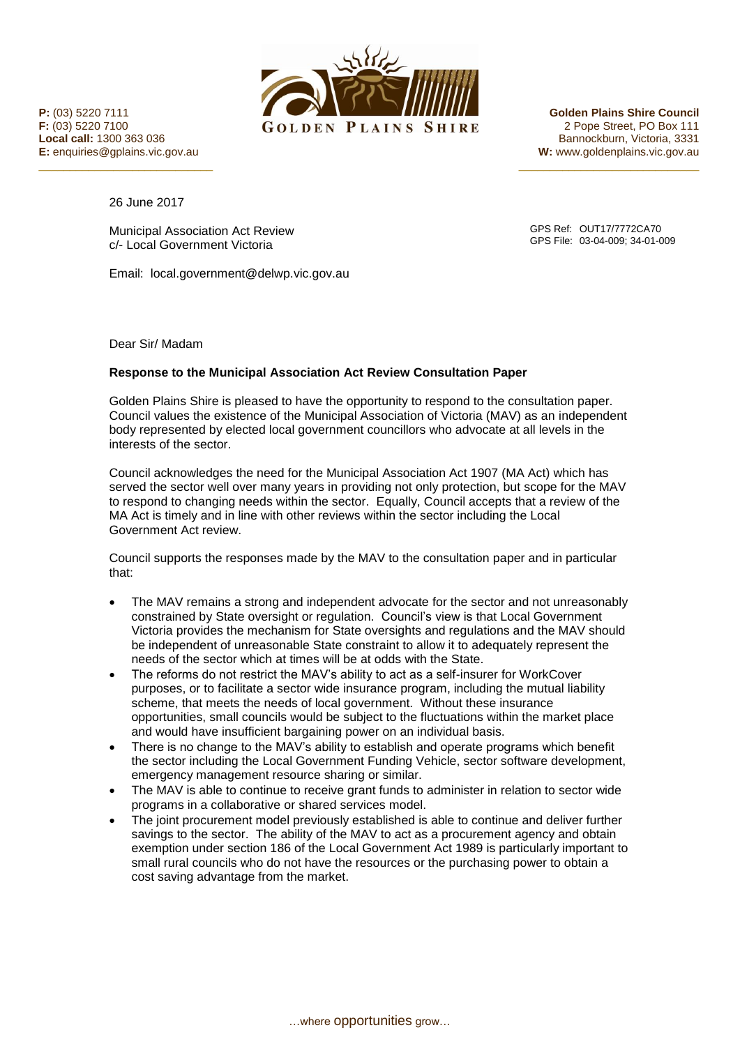P: (03) 5220 7111
F: (03) 5220 7100
Local call: 1300 363 036
E: enquiries@gplains.vic.gov.au

GOLDEN PLAINS SHIRE

**Golden Plains Shire Council**
2 Pope Street, PO Box 111
Bannockburn, Victoria, 3331
W: www.goldenplains.vic.gov.au

26 June 2017

Municipal Association Act Review
c/- Local Government Victoria

GPS Ref: OUT17/7772CA70
GPS File: 03-04-009; 34-01-009

Email: local.government@delwp.vic.gov.au

Dear Sir/ Madam

**Response to the Municipal Association Act Review Consultation Paper**

Golden Plains Shire is pleased to have the opportunity to respond to the consultation paper. Council values the existence of the Municipal Association of Victoria (MAV) as an independent body represented by elected local government councillors who advocate at all levels in the interests of the sector.

Council acknowledges the need for the Municipal Association Act 1907 (MA Act) which has served the sector well over many years in providing not only protection, but scope for the MAV to respond to changing needs within the sector. Equally, Council accepts that a review of the MA Act is timely and in line with other reviews within the sector including the Local Government Act review.

Council supports the responses made by the MAV to the consultation paper and in particular that:

- The MAV remains a strong and independent advocate for the sector and not unreasonably constrained by State oversight or regulation. Council's view is that Local Government Victoria provides the mechanism for State oversights and regulations and the MAV should be independent of unreasonable State constraint to allow it to adequately represent the needs of the sector which at times will be at odds with the State.
- The reforms do not restrict the MAV's ability to act as a self-insurer for WorkCover purposes, or to facilitate a sector wide insurance program, including the mutual liability scheme, that meets the needs of local government. Without these insurance opportunities, small councils would be subject to the fluctuations within the market place and would have insufficient bargaining power on an individual basis.
- There is no change to the MAV's ability to establish and operate programs which benefit the sector including the Local Government Funding Vehicle, sector software development, emergency management resource sharing or similar.
- The MAV is able to continue to receive grant funds to administer in relation to sector wide programs in a collaborative or shared services model.
- The joint procurement model previously established is able to continue and deliver further savings to the sector. The ability of the MAV to act as a procurement agency and obtain exemption under section 186 of the Local Government Act 1989 is particularly important to small rural councils who do not have the resources or the purchasing power to obtain a cost saving advantage from the market.

…where opportunities grow…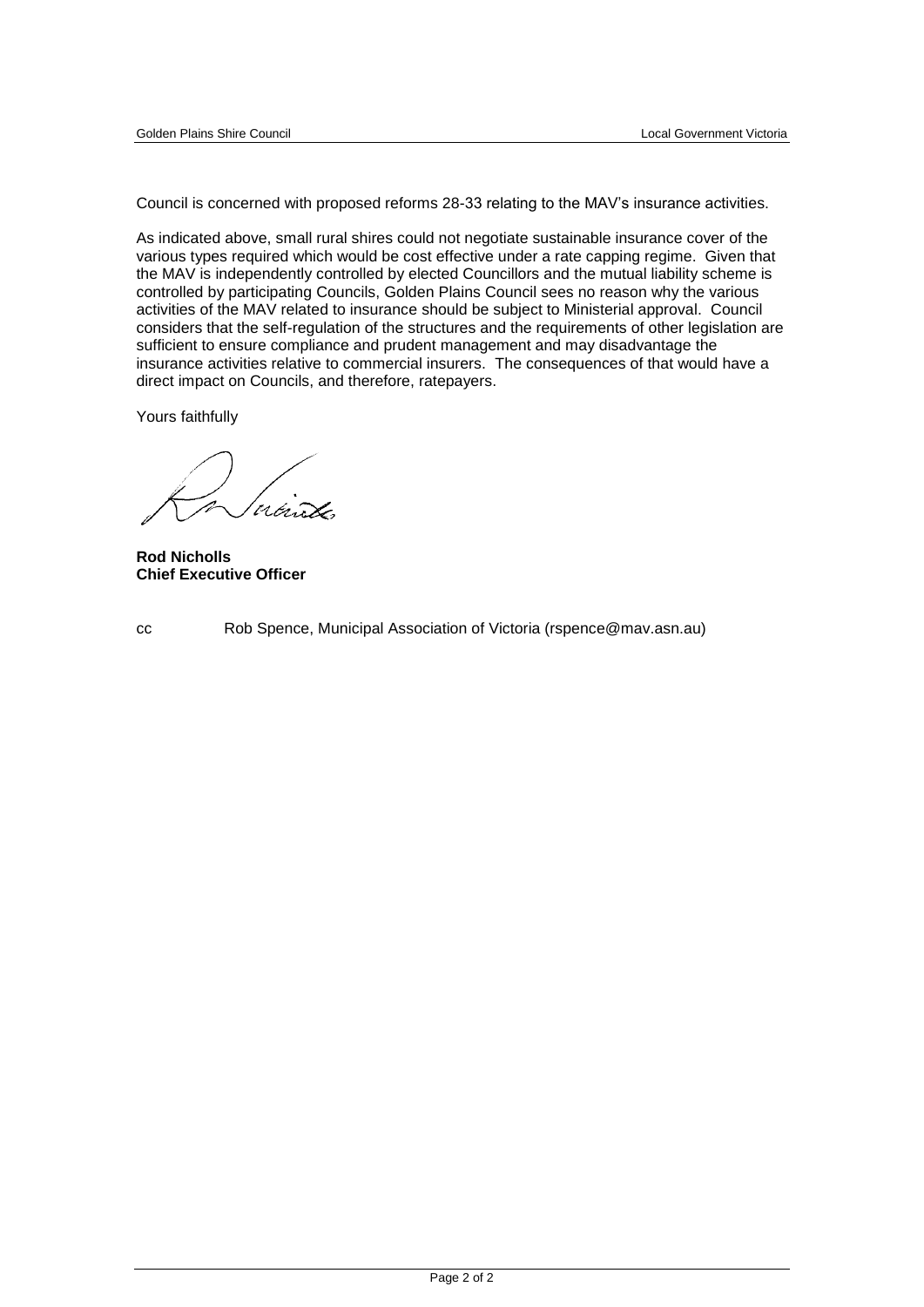Council is concerned with proposed reforms 28-33 relating to the MAV's insurance activities.

As indicated above, small rural shires could not negotiate sustainable insurance cover of the various types required which would be cost effective under a rate capping regime. Given that the MAV is independently controlled by elected Councillors and the mutual liability scheme is controlled by participating Councils, Golden Plains Council sees no reason why the various activities of the MAV related to insurance should be subject to Ministerial approval. Council considers that the self-regulation of the structures and the requirements of other legislation are sufficient to ensure compliance and prudent management and may disadvantage the insurance activities relative to commercial insurers. The consequences of that would have a direct impact on Councils, and therefore, ratepayers.

Yours faithfully

**Rod Nicholls**
**Chief Executive Officer**

cc Rob Spence, Municipal Association of Victoria (rspence@mav.asn.au)